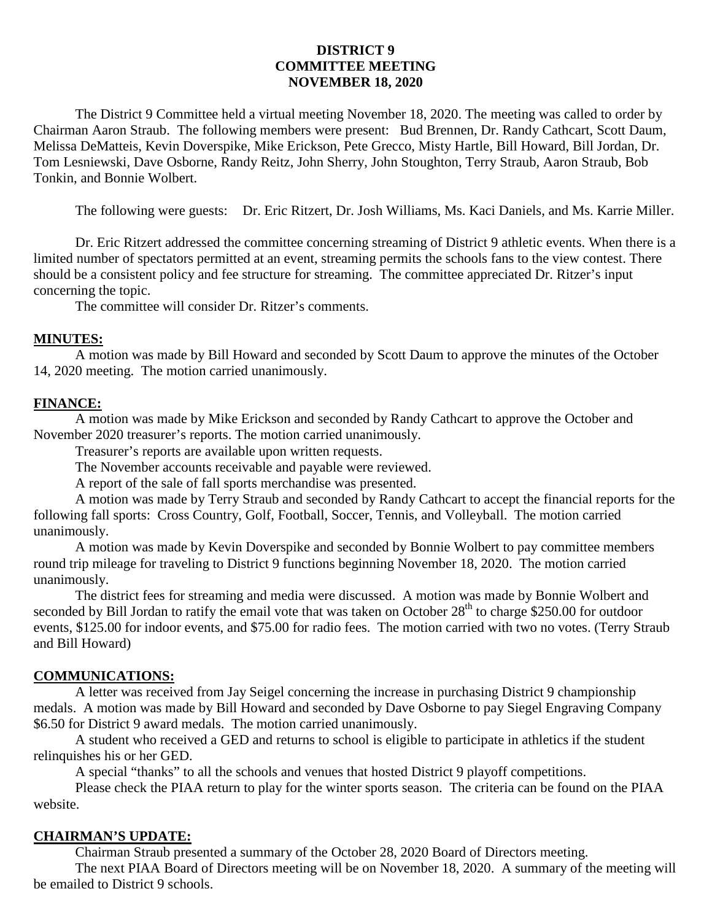# DISTRICT 9
# COMMITTEE MEETING
# NOVEMBER 18, 2020

The District 9 Committee held a virtual meeting November 18, 2020. The meeting was called to order by Chairman Aaron Straub. The following members were present: Bud Brennen, Dr. Randy Cathcart, Scott Daum, Melissa DeMatteis, Kevin Doverspike, Mike Erickson, Pete Grecco, Misty Hartle, Bill Howard, Bill Jordan, Dr. Tom Lesniewski, Dave Osborne, Randy Reitz, John Sherry, John Stoughton, Terry Straub, Aaron Straub, Bob Tonkin, and Bonnie Wolbert.

The following were guests: Dr. Eric Ritzert, Dr. Josh Williams, Ms. Kaci Daniels, and Ms. Karrie Miller.

Dr. Eric Ritzert addressed the committee concerning streaming of District 9 athletic events. When there is a limited number of spectators permitted at an event, streaming permits the schools fans to the view contest. There should be a consistent policy and fee structure for streaming. The committee appreciated Dr. Ritzer's input concerning the topic.

The committee will consider Dr. Ritzer's comments.

## MINUTES:

A motion was made by Bill Howard and seconded by Scott Daum to approve the minutes of the October 14, 2020 meeting. The motion carried unanimously.

## FINANCE:

A motion was made by Mike Erickson and seconded by Randy Cathcart to approve the October and November 2020 treasurer's reports. The motion carried unanimously.

Treasurer's reports are available upon written requests.

The November accounts receivable and payable were reviewed.

A report of the sale of fall sports merchandise was presented.

A motion was made by Terry Straub and seconded by Randy Cathcart to accept the financial reports for the following fall sports: Cross Country, Golf, Football, Soccer, Tennis, and Volleyball. The motion carried unanimously.

A motion was made by Kevin Doverspike and seconded by Bonnie Wolbert to pay committee members round trip mileage for traveling to District 9 functions beginning November 18, 2020. The motion carried unanimously.

The district fees for streaming and media were discussed. A motion was made by Bonnie Wolbert and seconded by Bill Jordan to ratify the email vote that was taken on October 28th to charge $250.00 for outdoor events, $125.00 for indoor events, and $75.00 for radio fees. The motion carried with two no votes. (Terry Straub and Bill Howard)

## COMMUNICATIONS:

A letter was received from Jay Seigel concerning the increase in purchasing District 9 championship medals. A motion was made by Bill Howard and seconded by Dave Osborne to pay Siegel Engraving Company $6.50 for District 9 award medals. The motion carried unanimously.

A student who received a GED and returns to school is eligible to participate in athletics if the student relinquishes his or her GED.

A special "thanks" to all the schools and venues that hosted District 9 playoff competitions.

Please check the PIAA return to play for the winter sports season. The criteria can be found on the PIAA website.

## CHAIRMAN'S UPDATE:

Chairman Straub presented a summary of the October 28, 2020 Board of Directors meeting.

The next PIAA Board of Directors meeting will be on November 18, 2020. A summary of the meeting will be emailed to District 9 schools.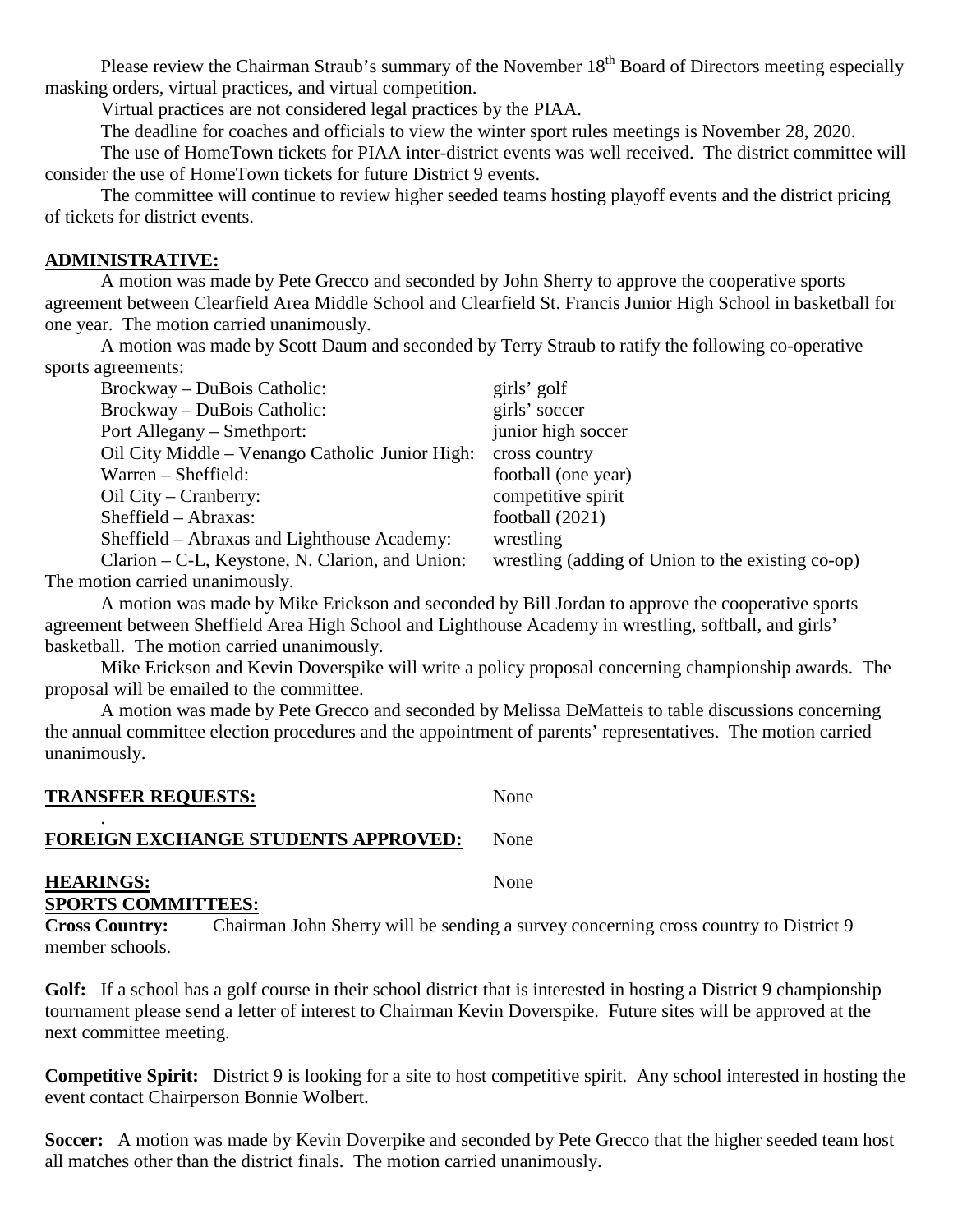Please review the Chairman Straub's summary of the November 18th Board of Directors meeting especially masking orders, virtual practices, and virtual competition.

Virtual practices are not considered legal practices by the PIAA.

The deadline for coaches and officials to view the winter sport rules meetings is November 28, 2020.

The use of HomeTown tickets for PIAA inter-district events was well received. The district committee will consider the use of HomeTown tickets for future District 9 events.

The committee will continue to review higher seeded teams hosting playoff events and the district pricing of tickets for district events.

**ADMINISTRATIVE:**

A motion was made by Pete Grecco and seconded by John Sherry to approve the cooperative sports agreement between Clearfield Area Middle School and Clearfield St. Francis Junior High School in basketball for one year. The motion carried unanimously.

A motion was made by Scott Daum and seconded by Terry Straub to ratify the following co-operative sports agreements:

| | |
|---|---|
| Brockway – DuBois Catholic: | girls' golf |
| Brockway – DuBois Catholic: | girls' soccer |
| Port Allegany – Smethport: | junior high soccer |
| Oil City Middle – Venango Catholic Junior High: | cross country |
| Warren – Sheffield: | football (one year) |
| Oil City – Cranberry: | competitive spirit |
| Sheffield – Abraxas: | football (2021) |
| Sheffield – Abraxas and Lighthouse Academy: | wrestling |
| Clarion – C-L, Keystone, N. Clarion, and Union: | wrestling (adding of Union to the existing co-op) |

The motion carried unanimously.

A motion was made by Mike Erickson and seconded by Bill Jordan to approve the cooperative sports agreement between Sheffield Area High School and Lighthouse Academy in wrestling, softball, and girls' basketball. The motion carried unanimously.

Mike Erickson and Kevin Doverspike will write a policy proposal concerning championship awards. The proposal will be emailed to the committee.

A motion was made by Pete Grecco and seconded by Melissa DeMatteis to table discussions concerning the annual committee election procedures and the appointment of parents' representatives. The motion carried unanimously.

**TRANSFER REQUESTS:** None

**FOREIGN EXCHANGE STUDENTS APPROVED:** None

**HEARINGS:** None

**SPORTS COMMITTEES:**

**Cross Country:** Chairman John Sherry will be sending a survey concerning cross country to District 9 member schools.

**Golf:** If a school has a golf course in their school district that is interested in hosting a District 9 championship tournament please send a letter of interest to Chairman Kevin Doverspike. Future sites will be approved at the next committee meeting.

**Competitive Spirit:** District 9 is looking for a site to host competitive spirit. Any school interested in hosting the event contact Chairperson Bonnie Wolbert.

**Soccer:** A motion was made by Kevin Doverpike and seconded by Pete Grecco that the higher seeded team host all matches other than the district finals. The motion carried unanimously.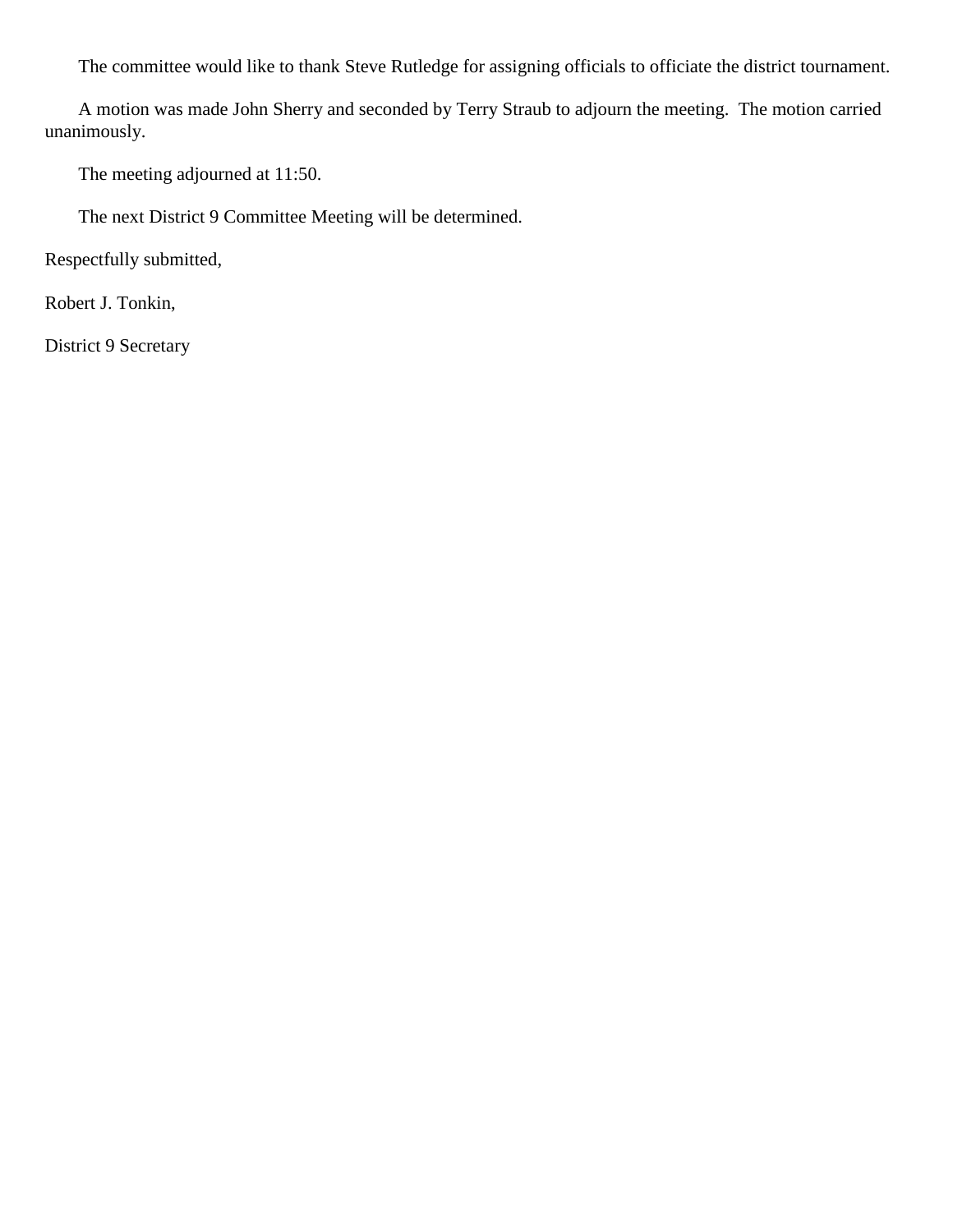The committee would like to thank Steve Rutledge for assigning officials to officiate the district tournament.

A motion was made John Sherry and seconded by Terry Straub to adjourn the meeting. The motion carried unanimously.

The meeting adjourned at 11:50.

The next District 9 Committee Meeting will be determined.

Respectfully submitted,

Robert J. Tonkin,

District 9 Secretary